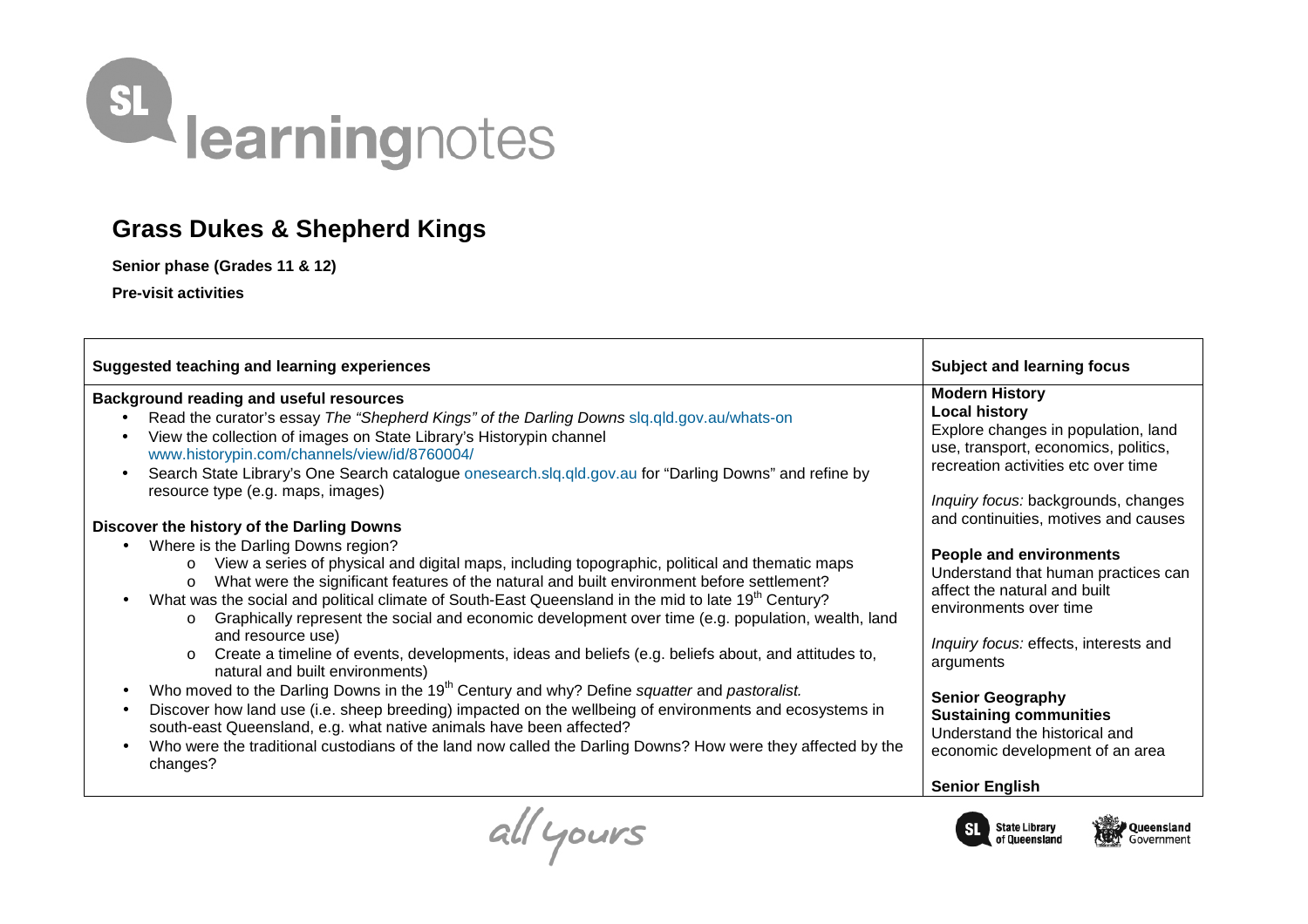# Grass Dukes & Shepherd Kings

**Senior phase (Grades 11 & 12)**

**Pre-visit activities**

| Suggested teaching and learning experiences | Subject and learning focus |
|---|---|
| **Background reading and useful resources**<br>• Read the curator's essay *The "Shepherd Kings" of the Darling Downs* slq.qld.gov.au/whats-on<br>• View the collection of images on State Library's Historypin channel www.historypin.com/channels/view/id/8760004/<br>• Search State Library's One Search catalogue onesearch.slq.qld.gov.au for "Darling Downs" and refine by resource type (e.g. maps, images)<br><br>**Discover the history of the Darling Downs**<br>• Where is the Darling Downs region?<br>&nbsp;&nbsp;&nbsp;o View a series of physical and digital maps, including topographic, political and thematic maps<br>&nbsp;&nbsp;&nbsp;o What were the significant features of the natural and built environment before settlement?<br>• What was the social and political climate of South-East Queensland in the mid to late 19th Century?<br>&nbsp;&nbsp;&nbsp;o Graphically represent the social and economic development over time (e.g. population, wealth, land and resource use)<br>&nbsp;&nbsp;&nbsp;o Create a timeline of events, developments, ideas and beliefs (e.g. beliefs about, and attitudes to, natural and built environments)<br>• Who moved to the Darling Downs in the 19th Century and why? Define *squatter* and *pastoralist.*<br>• Discover how land use (i.e. sheep breeding) impacted on the wellbeing of environments and ecosystems in south-east Queensland, e.g. what native animals have been affected?<br>• Who were the traditional custodians of the land now called the Darling Downs? How were they affected by the changes? | **Modern History**<br>**Local history**<br>Explore changes in population, land use, transport, economics, politics, recreation activities etc over time<br><br>*Inquiry focus:* backgrounds, changes and continuities, motives and causes<br><br>**People and environments**<br>Understand that human practices can affect the natural and built environments over time<br><br>*Inquiry focus:* effects, interests and arguments<br><br>**Senior Geography**<br>**Sustaining communities**<br>Understand the historical and economic development of an area<br><br>**Senior English** |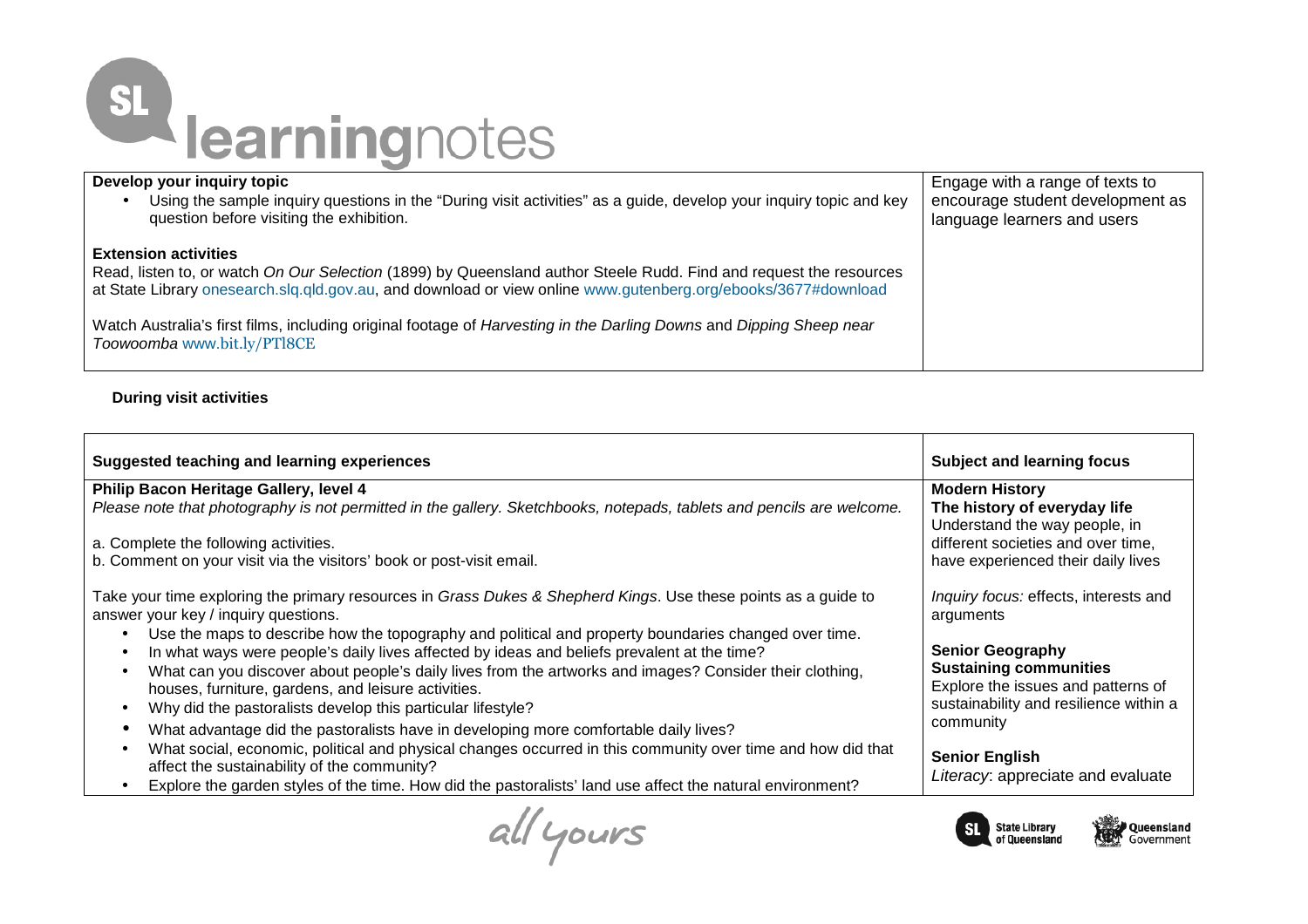| Develop your inquiry topic | |
|---|---|
| **Develop your inquiry topic**<br>• Using the sample inquiry questions in the "During visit activities" as a guide, develop your inquiry topic and key question before visiting the exhibition.<br><br>**Extension activities**<br>Read, listen to, or watch *On Our Selection* (1899) by Queensland author Steele Rudd. Find and request the resources at State Library onesearch.slq.qld.gov.au, and download or view online www.gutenberg.org/ebooks/3677#download<br><br>Watch Australia's first films, including original footage of *Harvesting in the Darling Downs* and *Dipping Sheep near Toowoomba* www.bit.ly/PTl8CE | Engage with a range of texts to encourage student development as language learners and users |

**During visit activities**

| Suggested teaching and learning experiences | Subject and learning focus |
|---|---|
| **Philip Bacon Heritage Gallery, level 4**<br>*Please note that photography is not permitted in the gallery. Sketchbooks, notepads, tablets and pencils are welcome.*<br><br>a. Complete the following activities.<br>b. Comment on your visit via the visitors' book or post-visit email.<br><br>Take your time exploring the primary resources in *Grass Dukes & Shepherd Kings*. Use these points as a guide to answer your key / inquiry questions.<br>• Use the maps to describe how the topography and political and property boundaries changed over time.<br>• In what ways were people's daily lives affected by ideas and beliefs prevalent at the time?<br>• What can you discover about people's daily lives from the artworks and images? Consider their clothing, houses, furniture, gardens, and leisure activities.<br>• Why did the pastoralists develop this particular lifestyle?<br>• What advantage did the pastoralists have in developing more comfortable daily lives?<br>• What social, economic, political and physical changes occurred in this community over time and how did that affect the sustainability of the community?<br>• Explore the garden styles of the time. How did the pastoralists' land use affect the natural environment? | **Modern History**<br>**The history of everyday life**<br>Understand the way people, in different societies and over time, have experienced their daily lives<br><br>*Inquiry focus:* effects, interests and arguments<br><br>**Senior Geography**<br>**Sustaining communities**<br>Explore the issues and patterns of sustainability and resilience within a community<br><br>**Senior English**<br>*Literacy*: appreciate and evaluate |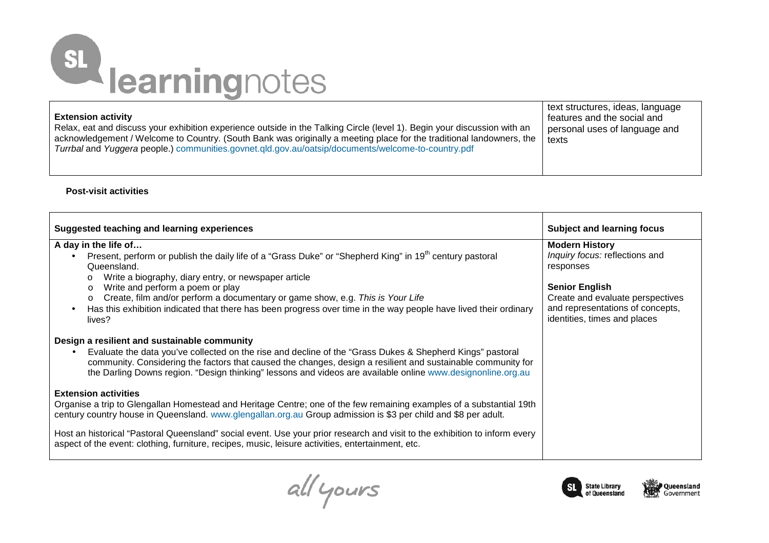| Extension activity | |
|---|---|
| **Extension activity**<br>Relax, eat and discuss your exhibition experience outside in the Talking Circle (level 1). Begin your discussion with an acknowledgement / Welcome to Country. (South Bank was originally a meeting place for the traditional landowners, the *Turrbal* and *Yuggera* people.) communities.govnet.qld.gov.au/oatsip/documents/welcome-to-country.pdf | text structures, ideas, language features and the social and personal uses of language and texts |

**Post-visit activities**

| Suggested teaching and learning experiences | Subject and learning focus |
|---|---|
| **A day in the life of…**<br>• Present, perform or publish the daily life of a "Grass Duke" or "Shepherd King" in 19th century pastoral Queensland.<br>  o Write a biography, diary entry, or newspaper article<br>  o Write and perform a poem or play<br>  o Create, film and/or perform a documentary or game show, e.g. *This is Your Life*<br>• Has this exhibition indicated that there has been progress over time in the way people have lived their ordinary lives?<br><br>**Design a resilient and sustainable community**<br>• Evaluate the data you've collected on the rise and decline of the "Grass Dukes & Shepherd Kings" pastoral community. Considering the factors that caused the changes, design a resilient and sustainable community for the Darling Downs region. "Design thinking" lessons and videos are available online www.designonline.org.au<br><br>**Extension activities**<br>Organise a trip to Glengallan Homestead and Heritage Centre; one of the few remaining examples of a substantial 19th century country house in Queensland. www.glengallan.org.au Group admission is $3 per child and $8 per adult.<br><br>Host an historical "Pastoral Queensland" social event. Use your prior research and visit to the exhibition to inform every aspect of the event: clothing, furniture, recipes, music, leisure activities, entertainment, etc. | **Modern History**<br>*Inquiry focus:* reflections and responses<br><br>**Senior English**<br>Create and evaluate perspectives and representations of concepts, identities, times and places |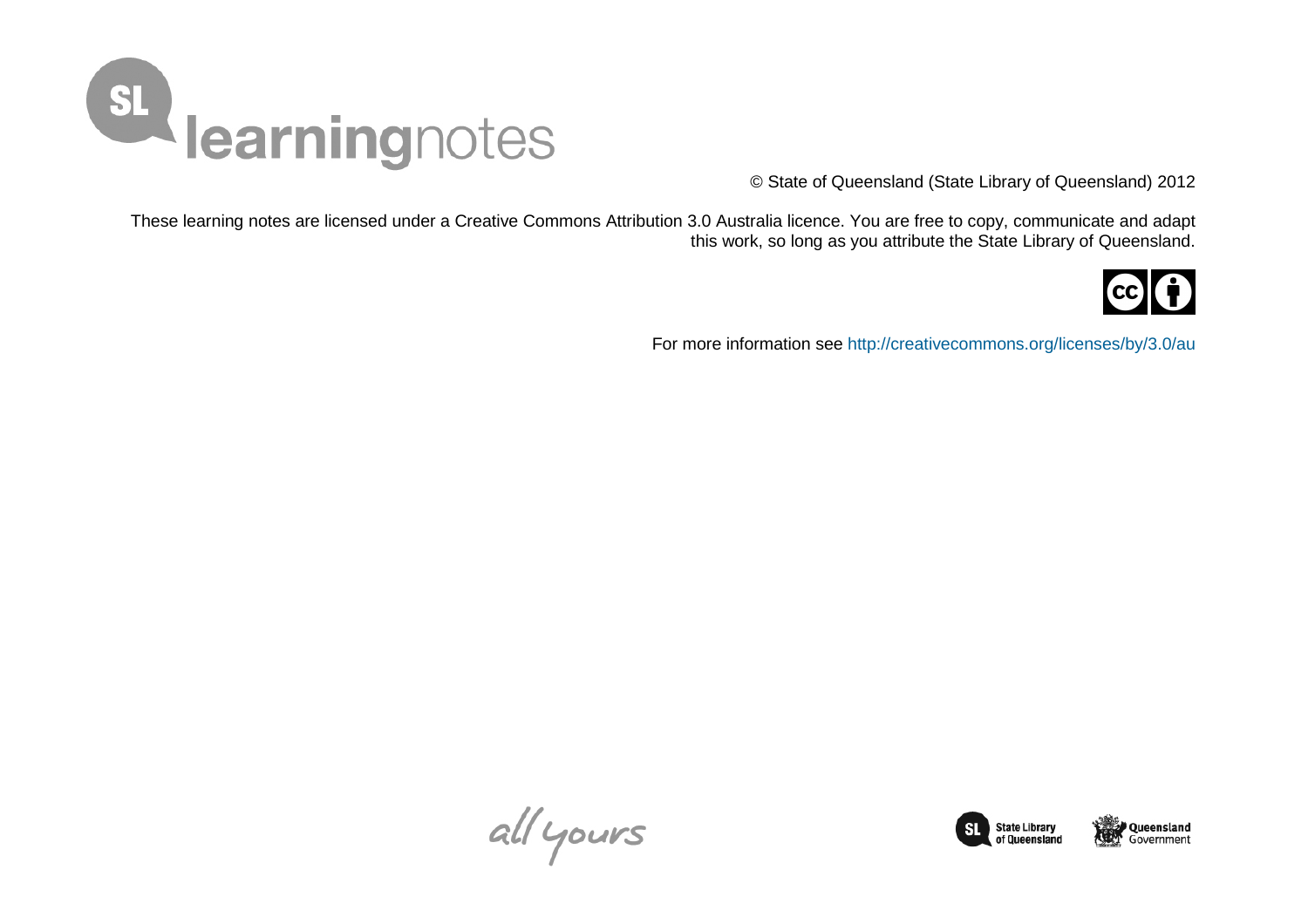SL learningnotes

© State of Queensland (State Library of Queensland) 2012

These learning notes are licensed under a Creative Commons Attribution 3.0 Australia licence. You are free to copy, communicate and adapt this work, so long as you attribute the State Library of Queensland.

For more information see http://creativecommons.org/licenses/by/3.0/au

all yours

State Library of Queensland

Queensland Government